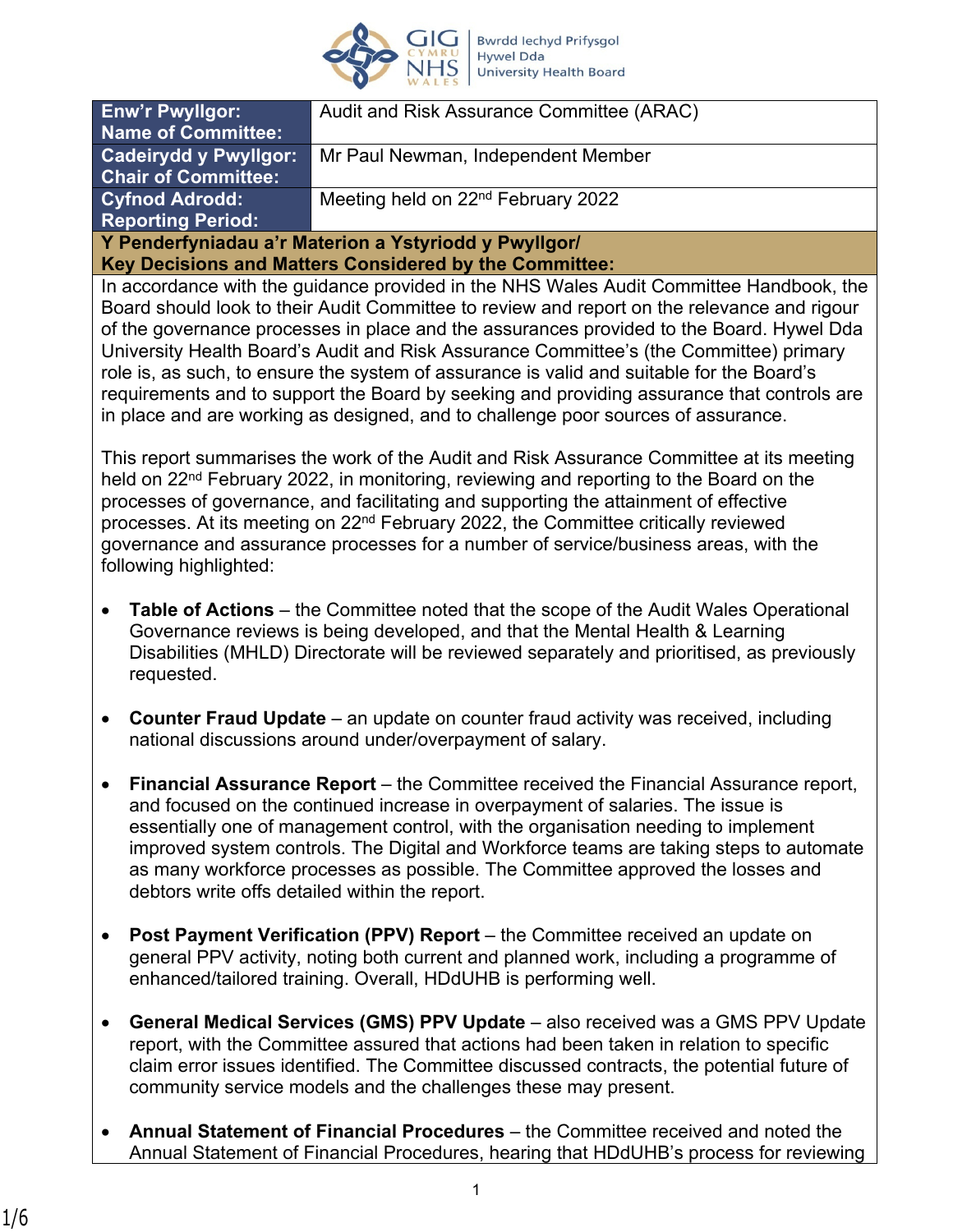| Enw'r Pwyllgor: Name of Committee: | Audit and Risk Assurance Committee (ARAC) |
|---|---|
| Cadeirydd y Pwyllgor: Chair of Committee: | Mr Paul Newman, Independent Member |
| Cyfnod Adrodd: Reporting Period: | Meeting held on 22nd February 2022 |

**Y Penderfyniadau a'r Materion a Ystyriodd y Pwyllgor/**
**Key Decisions and Matters Considered by the Committee:**

In accordance with the guidance provided in the NHS Wales Audit Committee Handbook, the Board should look to their Audit Committee to review and report on the relevance and rigour of the governance processes in place and the assurances provided to the Board. Hywel Dda University Health Board's Audit and Risk Assurance Committee's (the Committee) primary role is, as such, to ensure the system of assurance is valid and suitable for the Board's requirements and to support the Board by seeking and providing assurance that controls are in place and are working as designed, and to challenge poor sources of assurance.

This report summarises the work of the Audit and Risk Assurance Committee at its meeting held on 22nd February 2022, in monitoring, reviewing and reporting to the Board on the processes of governance, and facilitating and supporting the attainment of effective processes. At its meeting on 22nd February 2022, the Committee critically reviewed governance and assurance processes for a number of service/business areas, with the following highlighted:

- **Table of Actions** – the Committee noted that the scope of the Audit Wales Operational Governance reviews is being developed, and that the Mental Health & Learning Disabilities (MHLD) Directorate will be reviewed separately and prioritised, as previously requested.

- **Counter Fraud Update** – an update on counter fraud activity was received, including national discussions around under/overpayment of salary.

- **Financial Assurance Report** – the Committee received the Financial Assurance report, and focused on the continued increase in overpayment of salaries. The issue is essentially one of management control, with the organisation needing to implement improved system controls. The Digital and Workforce teams are taking steps to automate as many workforce processes as possible. The Committee approved the losses and debtors write offs detailed within the report.

- **Post Payment Verification (PPV) Report** – the Committee received an update on general PPV activity, noting both current and planned work, including a programme of enhanced/tailored training. Overall, HDdUHB is performing well.

- **General Medical Services (GMS) PPV Update** – also received was a GMS PPV Update report, with the Committee assured that actions had been taken in relation to specific claim error issues identified. The Committee discussed contracts, the potential future of community service models and the challenges these may present.

- **Annual Statement of Financial Procedures** – the Committee received and noted the Annual Statement of Financial Procedures, hearing that HDdUHB's process for reviewing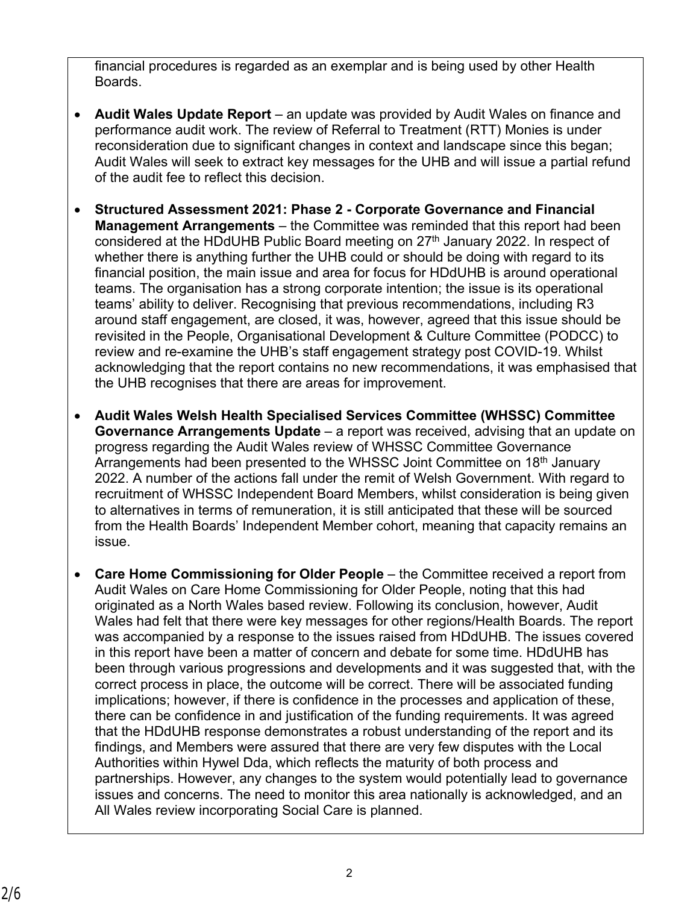financial procedures is regarded as an exemplar and is being used by other Health Boards.

- **Audit Wales Update Report** – an update was provided by Audit Wales on finance and performance audit work. The review of Referral to Treatment (RTT) Monies is under reconsideration due to significant changes in context and landscape since this began; Audit Wales will seek to extract key messages for the UHB and will issue a partial refund of the audit fee to reflect this decision.

- **Structured Assessment 2021: Phase 2 - Corporate Governance and Financial Management Arrangements** – the Committee was reminded that this report had been considered at the HDdUHB Public Board meeting on 27th January 2022. In respect of whether there is anything further the UHB could or should be doing with regard to its financial position, the main issue and area for focus for HDdUHB is around operational teams. The organisation has a strong corporate intention; the issue is its operational teams' ability to deliver. Recognising that previous recommendations, including R3 around staff engagement, are closed, it was, however, agreed that this issue should be revisited in the People, Organisational Development & Culture Committee (PODCC) to review and re-examine the UHB's staff engagement strategy post COVID-19. Whilst acknowledging that the report contains no new recommendations, it was emphasised that the UHB recognises that there are areas for improvement.

- **Audit Wales Welsh Health Specialised Services Committee (WHSSC) Committee Governance Arrangements Update** – a report was received, advising that an update on progress regarding the Audit Wales review of WHSSC Committee Governance Arrangements had been presented to the WHSSC Joint Committee on 18th January 2022. A number of the actions fall under the remit of Welsh Government. With regard to recruitment of WHSSC Independent Board Members, whilst consideration is being given to alternatives in terms of remuneration, it is still anticipated that these will be sourced from the Health Boards' Independent Member cohort, meaning that capacity remains an issue.

- **Care Home Commissioning for Older People** – the Committee received a report from Audit Wales on Care Home Commissioning for Older People, noting that this had originated as a North Wales based review. Following its conclusion, however, Audit Wales had felt that there were key messages for other regions/Health Boards. The report was accompanied by a response to the issues raised from HDdUHB. The issues covered in this report have been a matter of concern and debate for some time. HDdUHB has been through various progressions and developments and it was suggested that, with the correct process in place, the outcome will be correct. There will be associated funding implications; however, if there is confidence in the processes and application of these, there can be confidence in and justification of the funding requirements. It was agreed that the HDdUHB response demonstrates a robust understanding of the report and its findings, and Members were assured that there are very few disputes with the Local Authorities within Hywel Dda, which reflects the maturity of both process and partnerships. However, any changes to the system would potentially lead to governance issues and concerns. The need to monitor this area nationally is acknowledged, and an All Wales review incorporating Social Care is planned.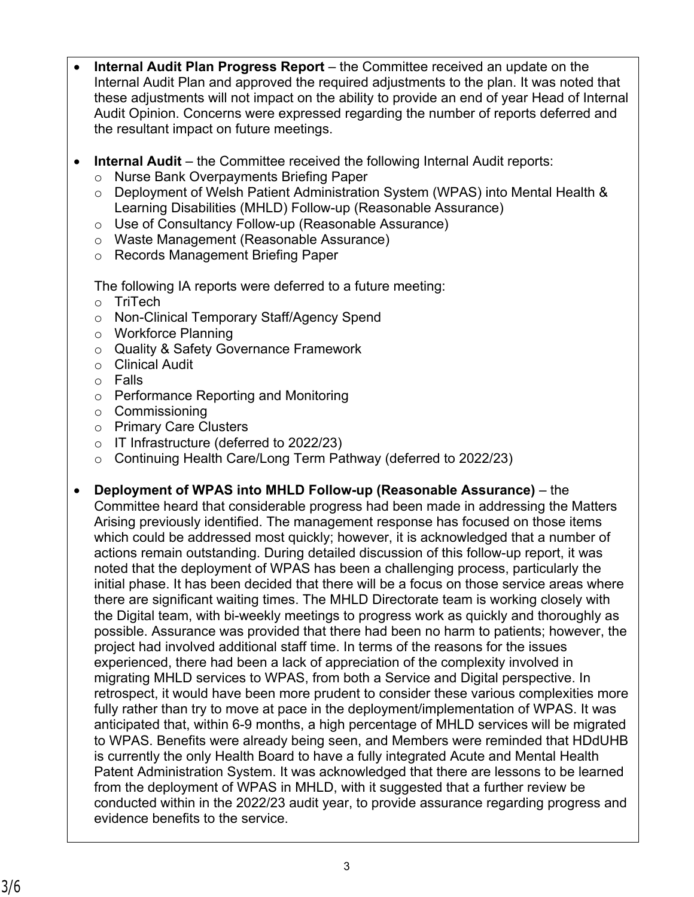- **Internal Audit Plan Progress Report** – the Committee received an update on the Internal Audit Plan and approved the required adjustments to the plan. It was noted that these adjustments will not impact on the ability to provide an end of year Head of Internal Audit Opinion. Concerns were expressed regarding the number of reports deferred and the resultant impact on future meetings.

- **Internal Audit** – the Committee received the following Internal Audit reports:
  - Nurse Bank Overpayments Briefing Paper
  - Deployment of Welsh Patient Administration System (WPAS) into Mental Health & Learning Disabilities (MHLD) Follow-up (Reasonable Assurance)
  - Use of Consultancy Follow-up (Reasonable Assurance)
  - Waste Management (Reasonable Assurance)
  - Records Management Briefing Paper

  The following IA reports were deferred to a future meeting:
  - TriTech
  - Non-Clinical Temporary Staff/Agency Spend
  - Workforce Planning
  - Quality & Safety Governance Framework
  - Clinical Audit
  - Falls
  - Performance Reporting and Monitoring
  - Commissioning
  - Primary Care Clusters
  - IT Infrastructure (deferred to 2022/23)
  - Continuing Health Care/Long Term Pathway (deferred to 2022/23)

- **Deployment of WPAS into MHLD Follow-up (Reasonable Assurance)** – the Committee heard that considerable progress had been made in addressing the Matters Arising previously identified. The management response has focused on those items which could be addressed most quickly; however, it is acknowledged that a number of actions remain outstanding. During detailed discussion of this follow-up report, it was noted that the deployment of WPAS has been a challenging process, particularly the initial phase. It has been decided that there will be a focus on those service areas where there are significant waiting times. The MHLD Directorate team is working closely with the Digital team, with bi-weekly meetings to progress work as quickly and thoroughly as possible. Assurance was provided that there had been no harm to patients; however, the project had involved additional staff time. In terms of the reasons for the issues experienced, there had been a lack of appreciation of the complexity involved in migrating MHLD services to WPAS, from both a Service and Digital perspective. In retrospect, it would have been more prudent to consider these various complexities more fully rather than try to move at pace in the deployment/implementation of WPAS. It was anticipated that, within 6-9 months, a high percentage of MHLD services will be migrated to WPAS. Benefits were already being seen, and Members were reminded that HDdUHB is currently the only Health Board to have a fully integrated Acute and Mental Health Patent Administration System. It was acknowledged that there are lessons to be learned from the deployment of WPAS in MHLD, with it suggested that a further review be conducted within in the 2022/23 audit year, to provide assurance regarding progress and evidence benefits to the service.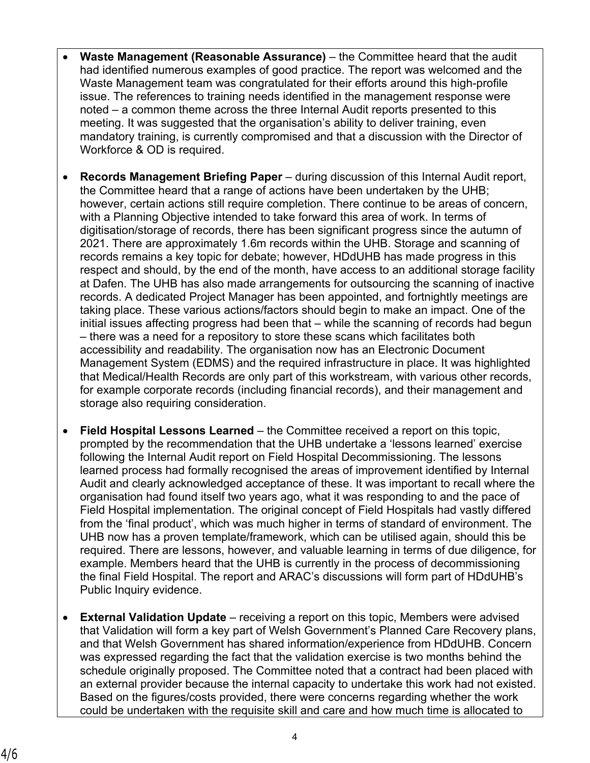- **Waste Management (Reasonable Assurance)** – the Committee heard that the audit had identified numerous examples of good practice. The report was welcomed and the Waste Management team was congratulated for their efforts around this high-profile issue. The references to training needs identified in the management response were noted – a common theme across the three Internal Audit reports presented to this meeting. It was suggested that the organisation's ability to deliver training, even mandatory training, is currently compromised and that a discussion with the Director of Workforce & OD is required.

- **Records Management Briefing Paper** – during discussion of this Internal Audit report, the Committee heard that a range of actions have been undertaken by the UHB; however, certain actions still require completion. There continue to be areas of concern, with a Planning Objective intended to take forward this area of work. In terms of digitisation/storage of records, there has been significant progress since the autumn of 2021. There are approximately 1.6m records within the UHB. Storage and scanning of records remains a key topic for debate; however, HDdUHB has made progress in this respect and should, by the end of the month, have access to an additional storage facility at Dafen. The UHB has also made arrangements for outsourcing the scanning of inactive records. A dedicated Project Manager has been appointed, and fortnightly meetings are taking place. These various actions/factors should begin to make an impact. One of the initial issues affecting progress had been that – while the scanning of records had begun – there was a need for a repository to store these scans which facilitates both accessibility and readability. The organisation now has an Electronic Document Management System (EDMS) and the required infrastructure in place. It was highlighted that Medical/Health Records are only part of this workstream, with various other records, for example corporate records (including financial records), and their management and storage also requiring consideration.

- **Field Hospital Lessons Learned** – the Committee received a report on this topic, prompted by the recommendation that the UHB undertake a 'lessons learned' exercise following the Internal Audit report on Field Hospital Decommissioning. The lessons learned process had formally recognised the areas of improvement identified by Internal Audit and clearly acknowledged acceptance of these. It was important to recall where the organisation had found itself two years ago, what it was responding to and the pace of Field Hospital implementation. The original concept of Field Hospitals had vastly differed from the 'final product', which was much higher in terms of standard of environment. The UHB now has a proven template/framework, which can be utilised again, should this be required. There are lessons, however, and valuable learning in terms of due diligence, for example. Members heard that the UHB is currently in the process of decommissioning the final Field Hospital. The report and ARAC's discussions will form part of HDdUHB's Public Inquiry evidence.

- **External Validation Update** – receiving a report on this topic, Members were advised that Validation will form a key part of Welsh Government's Planned Care Recovery plans, and that Welsh Government has shared information/experience from HDdUHB. Concern was expressed regarding the fact that the validation exercise is two months behind the schedule originally proposed. The Committee noted that a contract had been placed with an external provider because the internal capacity to undertake this work had not existed. Based on the figures/costs provided, there were concerns regarding whether the work could be undertaken with the requisite skill and care and how much time is allocated to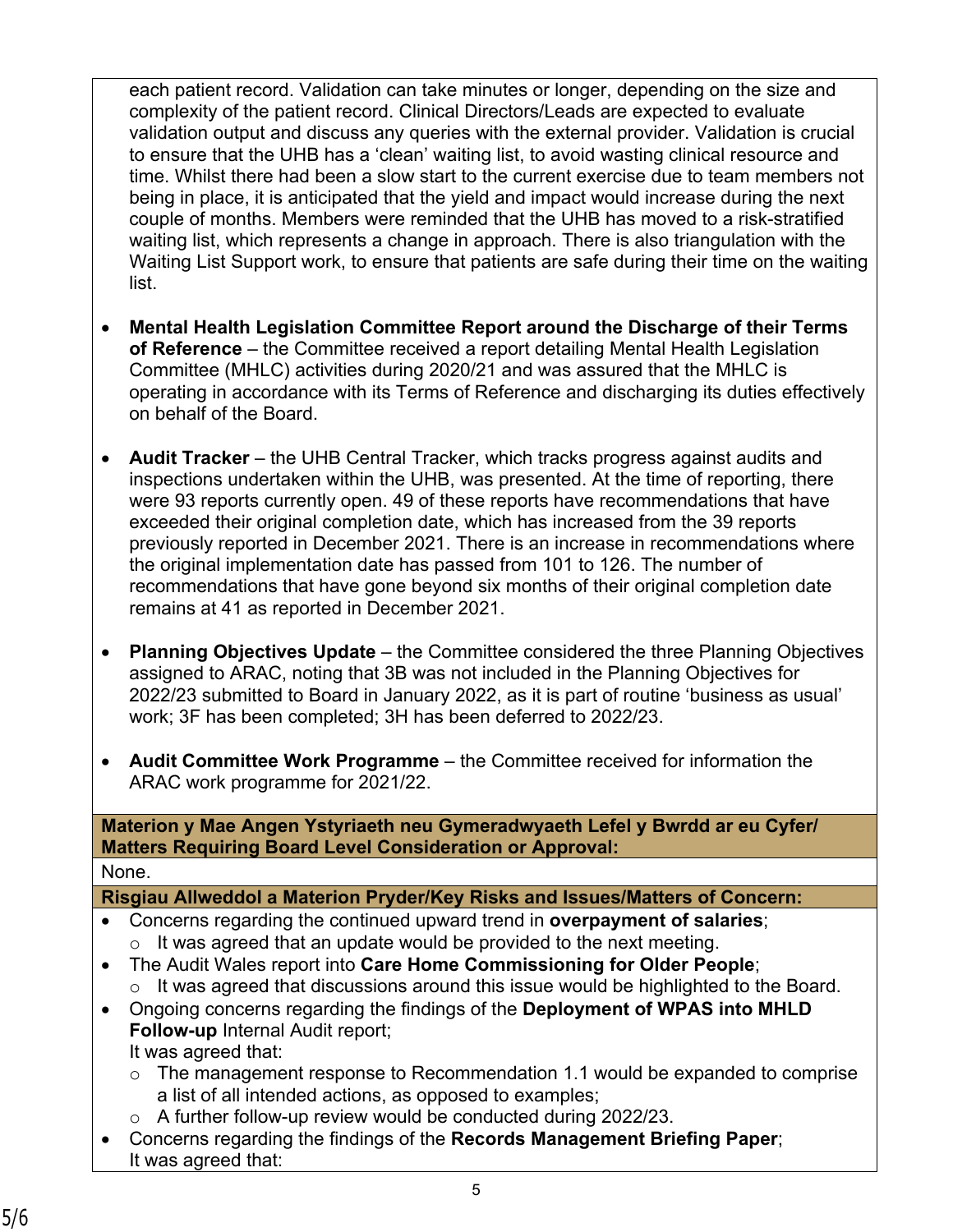each patient record. Validation can take minutes or longer, depending on the size and complexity of the patient record. Clinical Directors/Leads are expected to evaluate validation output and discuss any queries with the external provider. Validation is crucial to ensure that the UHB has a 'clean' waiting list, to avoid wasting clinical resource and time. Whilst there had been a slow start to the current exercise due to team members not being in place, it is anticipated that the yield and impact would increase during the next couple of months. Members were reminded that the UHB has moved to a risk-stratified waiting list, which represents a change in approach. There is also triangulation with the Waiting List Support work, to ensure that patients are safe during their time on the waiting list.

- **Mental Health Legislation Committee Report around the Discharge of their Terms of Reference** – the Committee received a report detailing Mental Health Legislation Committee (MHLC) activities during 2020/21 and was assured that the MHLC is operating in accordance with its Terms of Reference and discharging its duties effectively on behalf of the Board.

- **Audit Tracker** – the UHB Central Tracker, which tracks progress against audits and inspections undertaken within the UHB, was presented. At the time of reporting, there were 93 reports currently open. 49 of these reports have recommendations that have exceeded their original completion date, which has increased from the 39 reports previously reported in December 2021. There is an increase in recommendations where the original implementation date has passed from 101 to 126. The number of recommendations that have gone beyond six months of their original completion date remains at 41 as reported in December 2021.

- **Planning Objectives Update** – the Committee considered the three Planning Objectives assigned to ARAC, noting that 3B was not included in the Planning Objectives for 2022/23 submitted to Board in January 2022, as it is part of routine 'business as usual' work; 3F has been completed; 3H has been deferred to 2022/23.

- **Audit Committee Work Programme** – the Committee received for information the ARAC work programme for 2021/22.

**Materion y Mae Angen Ystyriaeth neu Gymeradwyaeth Lefel y Bwrdd ar eu Cyfer/ Matters Requiring Board Level Consideration or Approval:**

None.

**Risgiau Allweddol a Materion Pryder/Key Risks and Issues/Matters of Concern:**

- Concerns regarding the continued upward trend in **overpayment of salaries**;
  - It was agreed that an update would be provided to the next meeting.
- The Audit Wales report into **Care Home Commissioning for Older People**;
  - It was agreed that discussions around this issue would be highlighted to the Board.
- Ongoing concerns regarding the findings of the **Deployment of WPAS into MHLD Follow-up** Internal Audit report;
  It was agreed that:
  - The management response to Recommendation 1.1 would be expanded to comprise a list of all intended actions, as opposed to examples;
  - A further follow-up review would be conducted during 2022/23.
- Concerns regarding the findings of the **Records Management Briefing Paper**;
  It was agreed that: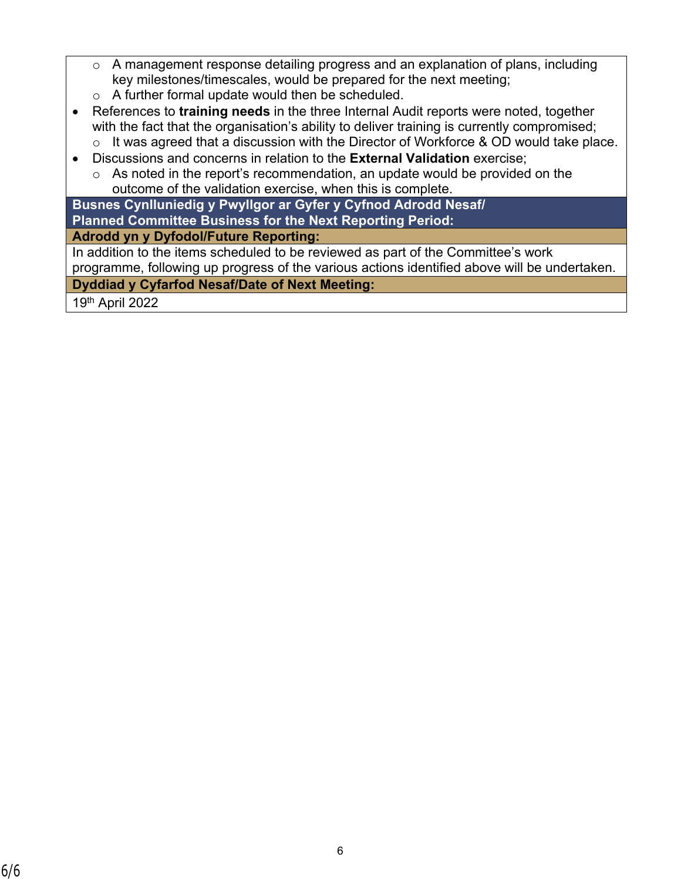- A management response detailing progress and an explanation of plans, including key milestones/timescales, would be prepared for the next meeting;
  - A further formal update would then be scheduled.
- References to **training needs** in the three Internal Audit reports were noted, together with the fact that the organisation's ability to deliver training is currently compromised;
  - It was agreed that a discussion with the Director of Workforce & OD would take place.
- Discussions and concerns in relation to the **External Validation** exercise;
  - As noted in the report's recommendation, an update would be provided on the outcome of the validation exercise, when this is complete.

**Busnes Cynlluniedig y Pwyllgor ar Gyfer y Cyfnod Adrodd Nesaf/ Planned Committee Business for the Next Reporting Period:**

**Adrodd yn y Dyfodol/Future Reporting:**

In addition to the items scheduled to be reviewed as part of the Committee's work programme, following up progress of the various actions identified above will be undertaken.

**Dyddiad y Cyfarfod Nesaf/Date of Next Meeting:**

19th April 2022